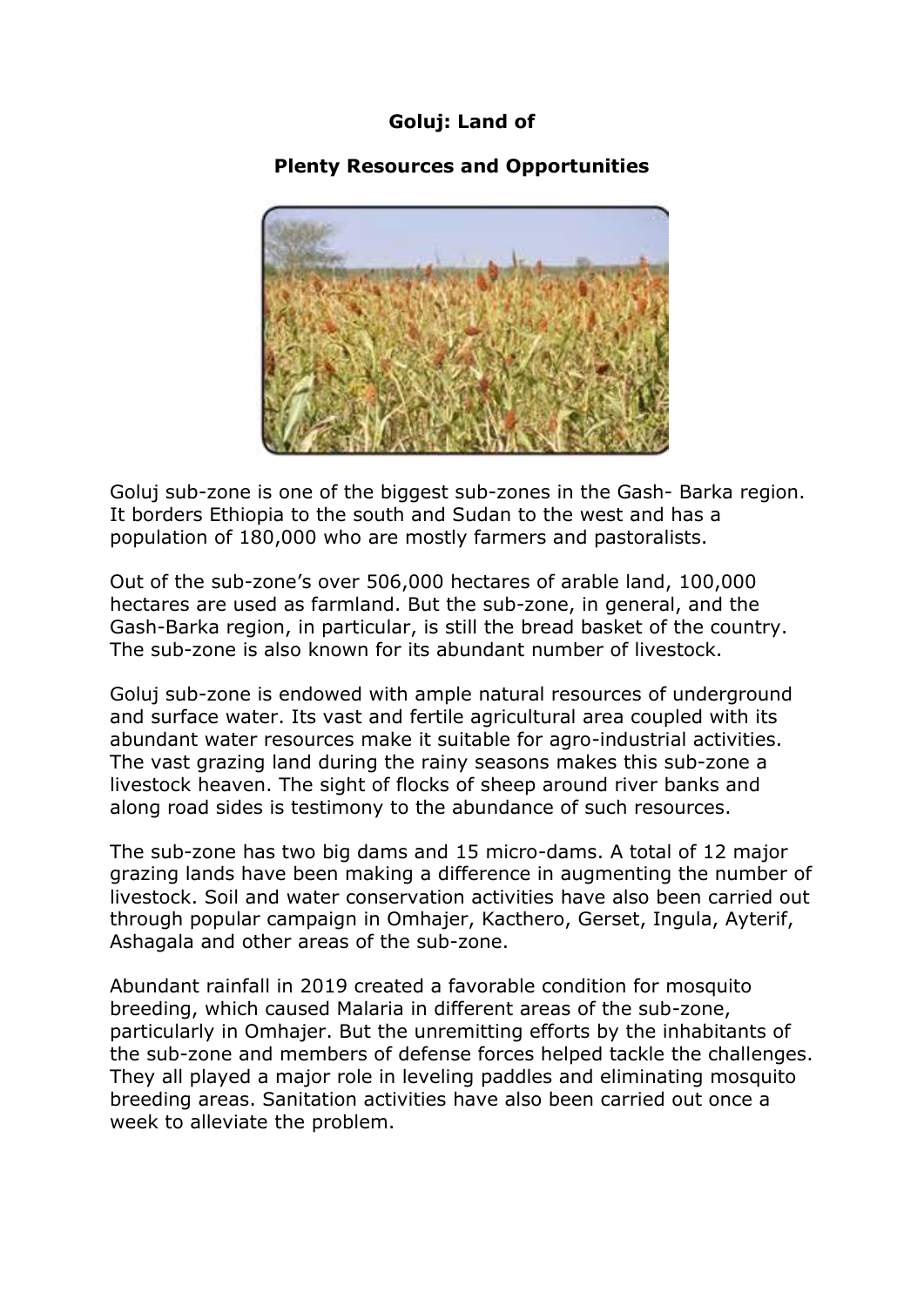# Goluj: Land of

# Plenty Resources and Opportunities

Goluj sub-zone is one of the biggest sub-zones in the Gash- Barka region. It borders Ethiopia to the south and Sudan to the west and has a population of 180,000 who are mostly farmers and pastoralists.

Out of the sub-zone's over 506,000 hectares of arable land, 100,000 hectares are used as farmland. But the sub-zone, in general, and the Gash-Barka region, in particular, is still the bread basket of the country. The sub-zone is also known for its abundant number of livestock.

Goluj sub-zone is endowed with ample natural resources of underground and surface water. Its vast and fertile agricultural area coupled with its abundant water resources make it suitable for agro-industrial activities. The vast grazing land during the rainy seasons makes this sub-zone a livestock heaven. The sight of flocks of sheep around river banks and along road sides is testimony to the abundance of such resources.

The sub-zone has two big dams and 15 micro-dams. A total of 12 major grazing lands have been making a difference in augmenting the number of livestock. Soil and water conservation activities have also been carried out through popular campaign in Omhajer, Kacthero, Gerset, Ingula, Ayterif, Ashagala and other areas of the sub-zone.

Abundant rainfall in 2019 created a favorable condition for mosquito breeding, which caused Malaria in different areas of the sub-zone, particularly in Omhajer. But the unremitting efforts by the inhabitants of the sub-zone and members of defense forces helped tackle the challenges. They all played a major role in leveling paddles and eliminating mosquito breeding areas. Sanitation activities have also been carried out once a week to alleviate the problem.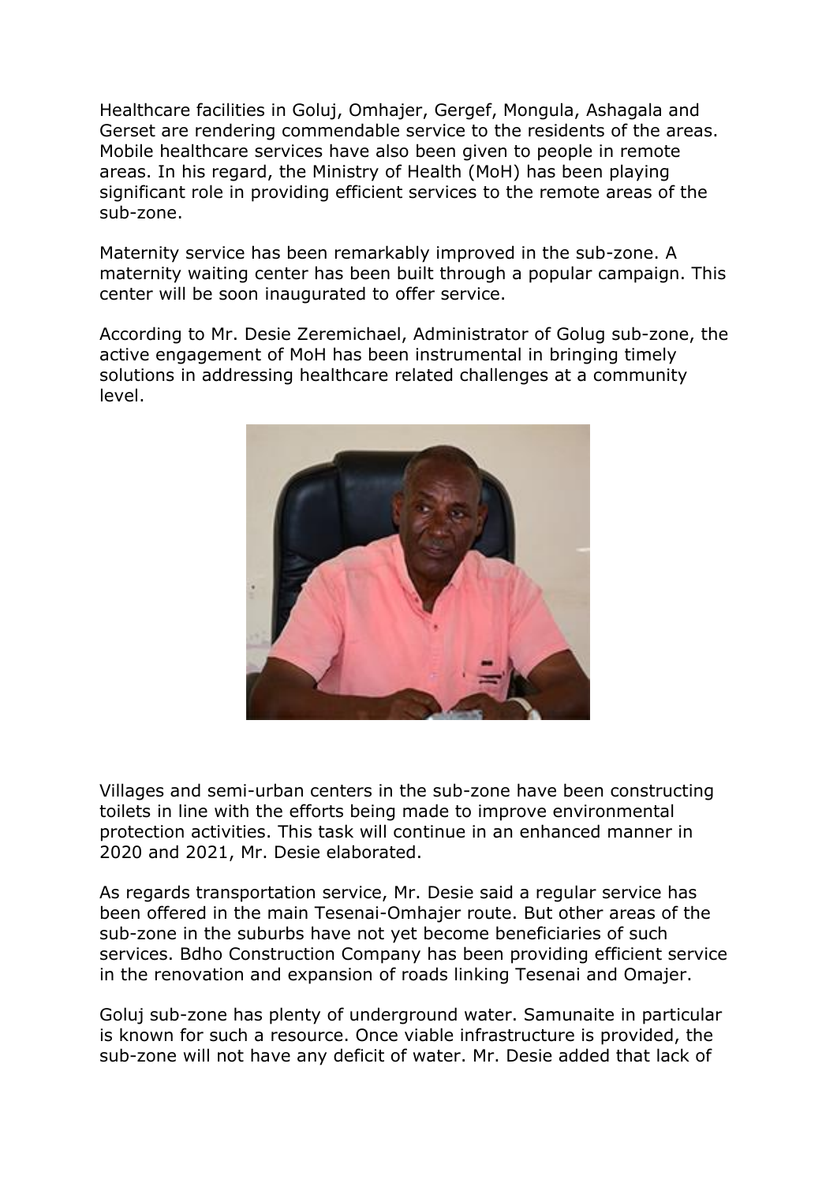Healthcare facilities in Goluj, Omhajer, Gergef, Mongula, Ashagala and Gerset are rendering commendable service to the residents of the areas. Mobile healthcare services have also been given to people in remote areas. In his regard, the Ministry of Health (MoH) has been playing significant role in providing efficient services to the remote areas of the sub-zone.

Maternity service has been remarkably improved in the sub-zone. A maternity waiting center has been built through a popular campaign. This center will be soon inaugurated to offer service.

According to Mr. Desie Zeremichael, Administrator of Golug sub-zone, the active engagement of MoH has been instrumental in bringing timely solutions in addressing healthcare related challenges at a community level.

Villages and semi-urban centers in the sub-zone have been constructing toilets in line with the efforts being made to improve environmental protection activities. This task will continue in an enhanced manner in 2020 and 2021, Mr. Desie elaborated.

As regards transportation service, Mr. Desie said a regular service has been offered in the main Tesenai-Omhajer route. But other areas of the sub-zone in the suburbs have not yet become beneficiaries of such services. Bdho Construction Company has been providing efficient service in the renovation and expansion of roads linking Tesenai and Omajer.

Goluj sub-zone has plenty of underground water. Samunaite in particular is known for such a resource. Once viable infrastructure is provided, the sub-zone will not have any deficit of water. Mr. Desie added that lack of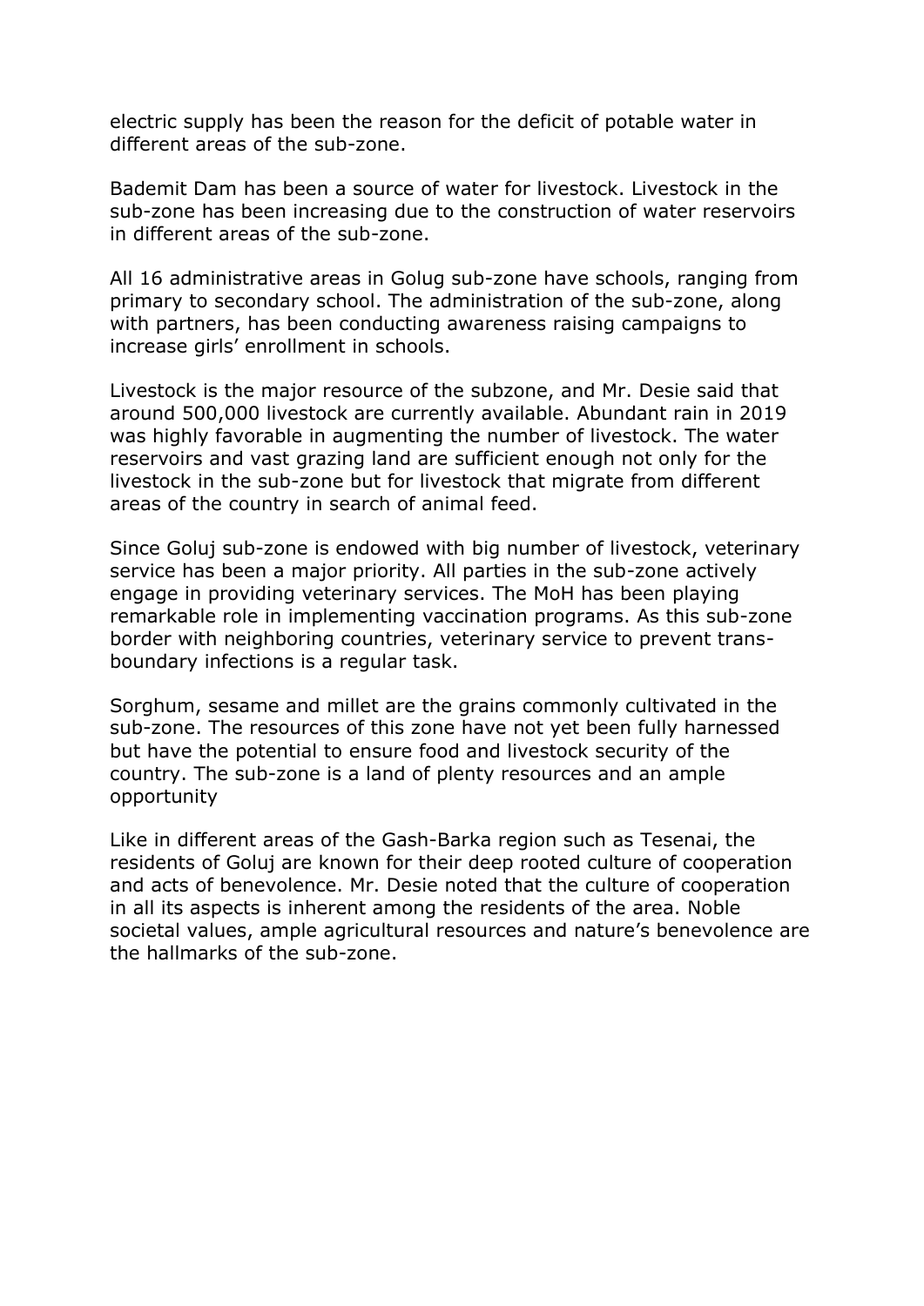electric supply has been the reason for the deficit of potable water in different areas of the sub-zone.

Bademit Dam has been a source of water for livestock. Livestock in the sub-zone has been increasing due to the construction of water reservoirs in different areas of the sub-zone.

All 16 administrative areas in Golug sub-zone have schools, ranging from primary to secondary school. The administration of the sub-zone, along with partners, has been conducting awareness raising campaigns to increase girls' enrollment in schools.

Livestock is the major resource of the subzone, and Mr. Desie said that around 500,000 livestock are currently available. Abundant rain in 2019 was highly favorable in augmenting the number of livestock. The water reservoirs and vast grazing land are sufficient enough not only for the livestock in the sub-zone but for livestock that migrate from different areas of the country in search of animal feed.

Since Goluj sub-zone is endowed with big number of livestock, veterinary service has been a major priority. All parties in the sub-zone actively engage in providing veterinary services. The MoH has been playing remarkable role in implementing vaccination programs. As this sub-zone border with neighboring countries, veterinary service to prevent trans-boundary infections is a regular task.

Sorghum, sesame and millet are the grains commonly cultivated in the sub-zone. The resources of this zone have not yet been fully harnessed but have the potential to ensure food and livestock security of the country. The sub-zone is a land of plenty resources and an ample opportunity

Like in different areas of the Gash-Barka region such as Tesenai, the residents of Goluj are known for their deep rooted culture of cooperation and acts of benevolence. Mr. Desie noted that the culture of cooperation in all its aspects is inherent among the residents of the area. Noble societal values, ample agricultural resources and nature's benevolence are the hallmarks of the sub-zone.